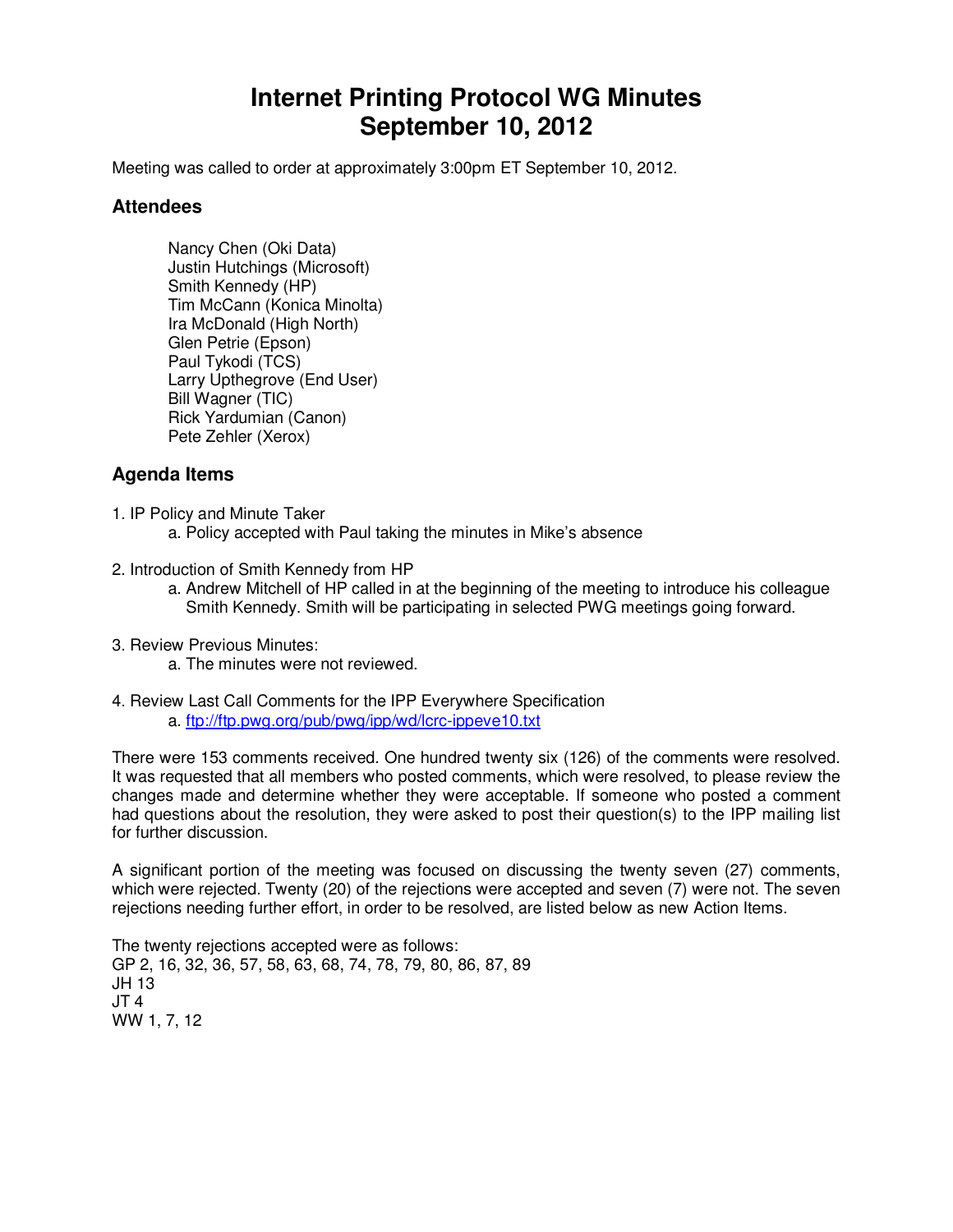# Internet Printing Protocol WG Minutes
# September 10, 2012

Meeting was called to order at approximately 3:00pm ET September 10, 2012.

## Attendees

Nancy Chen (Oki Data)
Justin Hutchings (Microsoft)
Smith Kennedy (HP)
Tim McCann (Konica Minolta)
Ira McDonald (High North)
Glen Petrie (Epson)
Paul Tykodi (TCS)
Larry Upthegrove (End User)
Bill Wagner (TIC)
Rick Yardumian (Canon)
Pete Zehler (Xerox)

## Agenda Items

1. IP Policy and Minute Taker
   a. Policy accepted with Paul taking the minutes in Mike's absence

2. Introduction of Smith Kennedy from HP
   a. Andrew Mitchell of HP called in at the beginning of the meeting to introduce his colleague Smith Kennedy. Smith will be participating in selected PWG meetings going forward.

3. Review Previous Minutes:
   a. The minutes were not reviewed.

4. Review Last Call Comments for the IPP Everywhere Specification
   a. [ftp://ftp.pwg.org/pub/pwg/ipp/wd/lcrc-ippeve10.txt](ftp://ftp.pwg.org/pub/pwg/ipp/wd/lcrc-ippeve10.txt)

There were 153 comments received. One hundred twenty six (126) of the comments were resolved. It was requested that all members who posted comments, which were resolved, to please review the changes made and determine whether they were acceptable. If someone who posted a comment had questions about the resolution, they were asked to post their question(s) to the IPP mailing list for further discussion.

A significant portion of the meeting was focused on discussing the twenty seven (27) comments, which were rejected. Twenty (20) of the rejections were accepted and seven (7) were not. The seven rejections needing further effort, in order to be resolved, are listed below as new Action Items.

The twenty rejections accepted were as follows:
GP 2, 16, 32, 36, 57, 58, 63, 68, 74, 78, 79, 80, 86, 87, 89
JH 13
JT 4
WW 1, 7, 12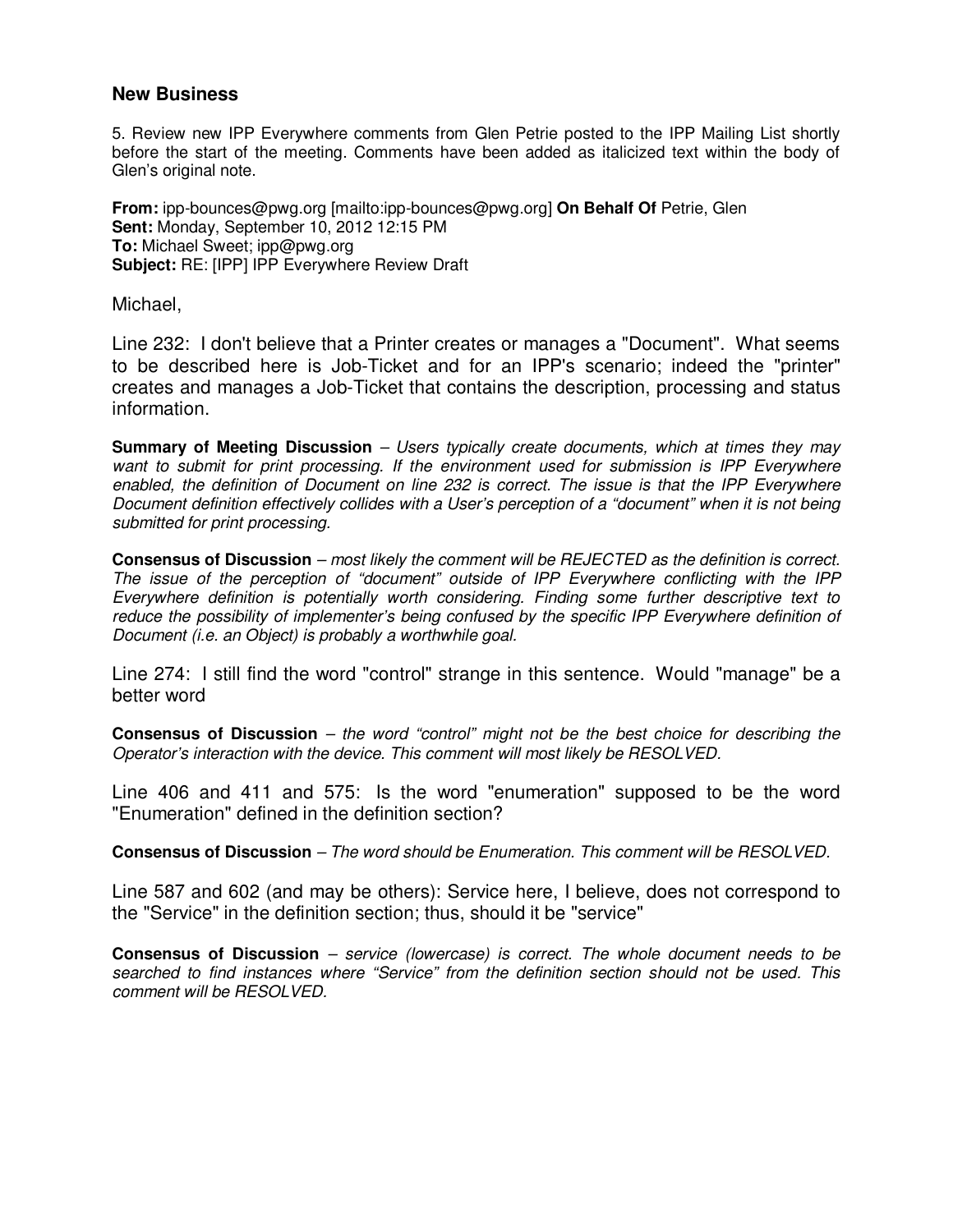## New Business

5. Review new IPP Everywhere comments from Glen Petrie posted to the IPP Mailing List shortly before the start of the meeting. Comments have been added as italicized text within the body of Glen's original note.

**From:** ipp-bounces@pwg.org [mailto:ipp-bounces@pwg.org] **On Behalf Of** Petrie, Glen
**Sent:** Monday, September 10, 2012 12:15 PM
**To:** Michael Sweet; ipp@pwg.org
**Subject:** RE: [IPP] IPP Everywhere Review Draft

Michael,

Line 232: I don't believe that a Printer creates or manages a "Document". What seems to be described here is Job-Ticket and for an IPP's scenario; indeed the "printer" creates and manages a Job-Ticket that contains the description, processing and status information.

**Summary of Meeting Discussion** – *Users typically create documents, which at times they may want to submit for print processing. If the environment used for submission is IPP Everywhere enabled, the definition of Document on line 232 is correct. The issue is that the IPP Everywhere Document definition effectively collides with a User's perception of a "document" when it is not being submitted for print processing.*

**Consensus of Discussion** – *most likely the comment will be REJECTED as the definition is correct. The issue of the perception of "document" outside of IPP Everywhere conflicting with the IPP Everywhere definition is potentially worth considering. Finding some further descriptive text to reduce the possibility of implementer's being confused by the specific IPP Everywhere definition of Document (i.e. an Object) is probably a worthwhile goal.*

Line 274: I still find the word "control" strange in this sentence. Would "manage" be a better word

**Consensus of Discussion** – *the word "control" might not be the best choice for describing the Operator's interaction with the device. This comment will most likely be RESOLVED.*

Line 406 and 411 and 575: Is the word "enumeration" supposed to be the word "Enumeration" defined in the definition section?

**Consensus of Discussion** – *The word should be Enumeration. This comment will be RESOLVED.*

Line 587 and 602 (and may be others): Service here, I believe, does not correspond to the "Service" in the definition section; thus, should it be "service"

**Consensus of Discussion** – *service (lowercase) is correct. The whole document needs to be searched to find instances where "Service" from the definition section should not be used. This comment will be RESOLVED.*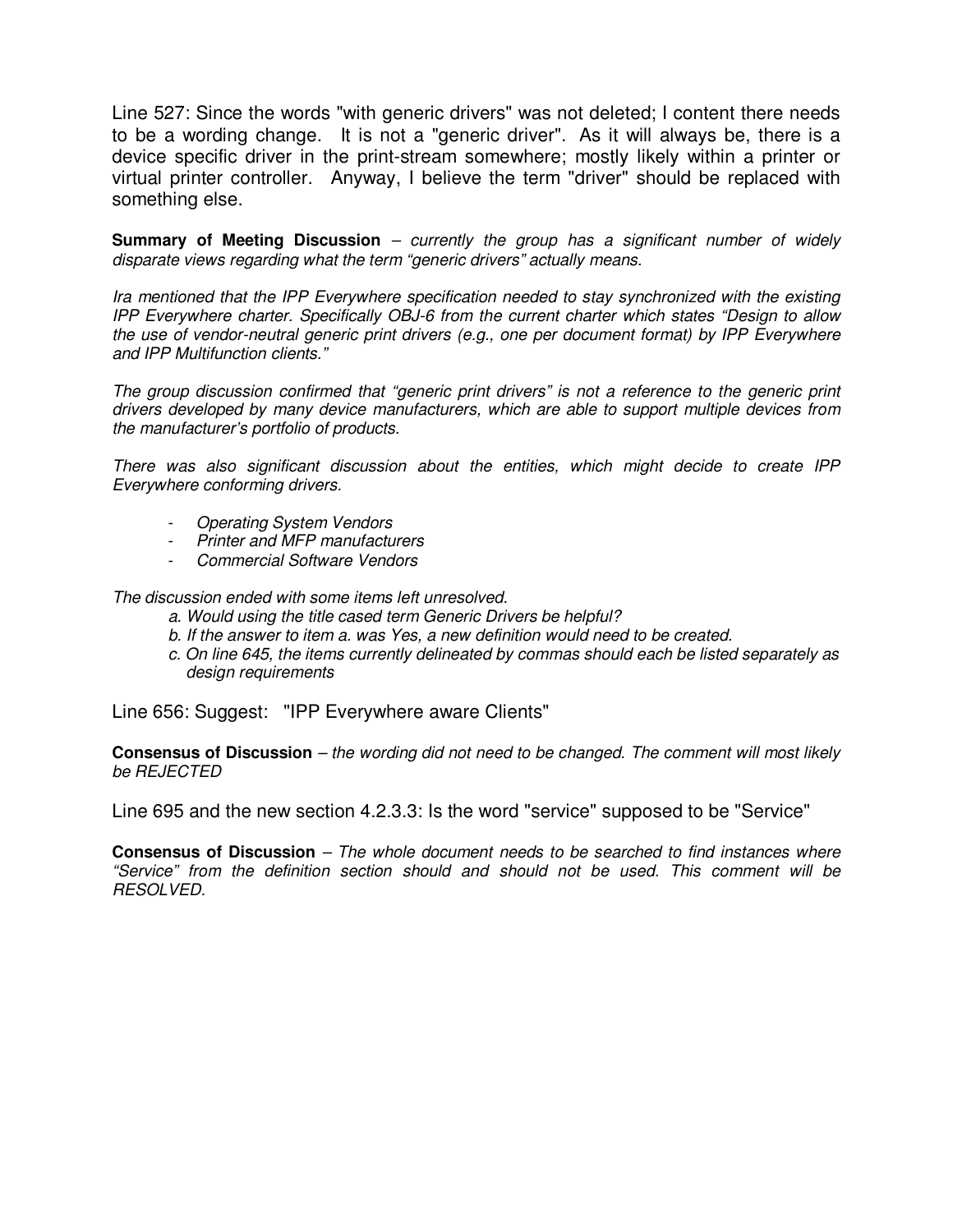Line 527: Since the words "with generic drivers" was not deleted; I content there needs to be a wording change. It is not a "generic driver". As it will always be, there is a device specific driver in the print-stream somewhere; mostly likely within a printer or virtual printer controller. Anyway, I believe the term "driver" should be replaced with something else.

**Summary of Meeting Discussion** – *currently the group has a significant number of widely disparate views regarding what the term "generic drivers" actually means.*

*Ira mentioned that the IPP Everywhere specification needed to stay synchronized with the existing IPP Everywhere charter. Specifically OBJ-6 from the current charter which states "Design to allow the use of vendor-neutral generic print drivers (e.g., one per document format) by IPP Everywhere and IPP Multifunction clients."*

*The group discussion confirmed that "generic print drivers" is not a reference to the generic print drivers developed by many device manufacturers, which are able to support multiple devices from the manufacturer's portfolio of products.*

*There was also significant discussion about the entities, which might decide to create IPP Everywhere conforming drivers.*

- *Operating System Vendors*
- *Printer and MFP manufacturers*
- *Commercial Software Vendors*

*The discussion ended with some items left unresolved.*

*a. Would using the title cased term Generic Drivers be helpful?*
*b. If the answer to item a. was Yes, a new definition would need to be created.*
*c. On line 645, the items currently delineated by commas should each be listed separately as design requirements*

Line 656: Suggest: "IPP Everywhere aware Clients"

**Consensus of Discussion** – *the wording did not need to be changed. The comment will most likely be REJECTED*

Line 695 and the new section 4.2.3.3: Is the word "service" supposed to be "Service"

**Consensus of Discussion** – *The whole document needs to be searched to find instances where "Service" from the definition section should and should not be used. This comment will be RESOLVED.*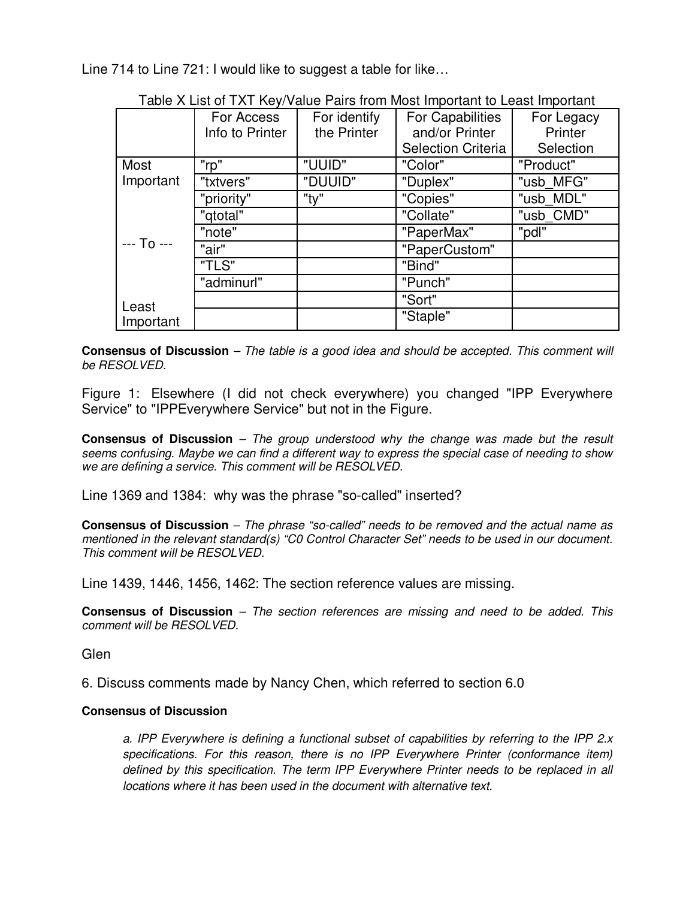Line 714 to Line 721: I would like to suggest a table for like…

Table X List of TXT Key/Value Pairs from Most Important to Least Important

| | For Access Info to Printer | For identify the Printer | For Capabilities and/or Printer Selection Criteria | For Legacy Printer Selection |
|---|---|---|---|---|
| Most Important | "rp" | "UUID" | "Color" | "Product" |
| | "txtvers" | "DUUID" | "Duplex" | "usb_MFG" |
| | "priority" | "ty" | "Copies" | "usb_MDL" |
| | "qtotal" | | "Collate" | "usb_CMD" |
| | "note" | | "PaperMax" | "pdl" |
| --- To --- | "air" | | "PaperCustom" | |
| | "TLS" | | "Bind" | |
| | "adminurl" | | "Punch" | |
| | | | "Sort" | |
| Least Important | | | "Staple" | |

**Consensus of Discussion** – *The table is a good idea and should be accepted. This comment will be RESOLVED.*

Figure 1: Elsewhere (I did not check everywhere) you changed "IPP Everywhere Service" to "IPPEverywhere Service" but not in the Figure.

**Consensus of Discussion** – *The group understood why the change was made but the result seems confusing. Maybe we can find a different way to express the special case of needing to show we are defining a service. This comment will be RESOLVED.*

Line 1369 and 1384: why was the phrase "so-called" inserted?

**Consensus of Discussion** – *The phrase "so-called" needs to be removed and the actual name as mentioned in the relevant standard(s) "C0 Control Character Set" needs to be used in our document. This comment will be RESOLVED.*

Line 1439, 1446, 1456, 1462: The section reference values are missing.

**Consensus of Discussion** – *The section references are missing and need to be added. This comment will be RESOLVED.*

Glen

6. Discuss comments made by Nancy Chen, which referred to section 6.0

**Consensus of Discussion**

> *a. IPP Everywhere is defining a functional subset of capabilities by referring to the IPP 2.x specifications. For this reason, there is no IPP Everywhere Printer (conformance item) defined by this specification. The term IPP Everywhere Printer needs to be replaced in all locations where it has been used in the document with alternative text.*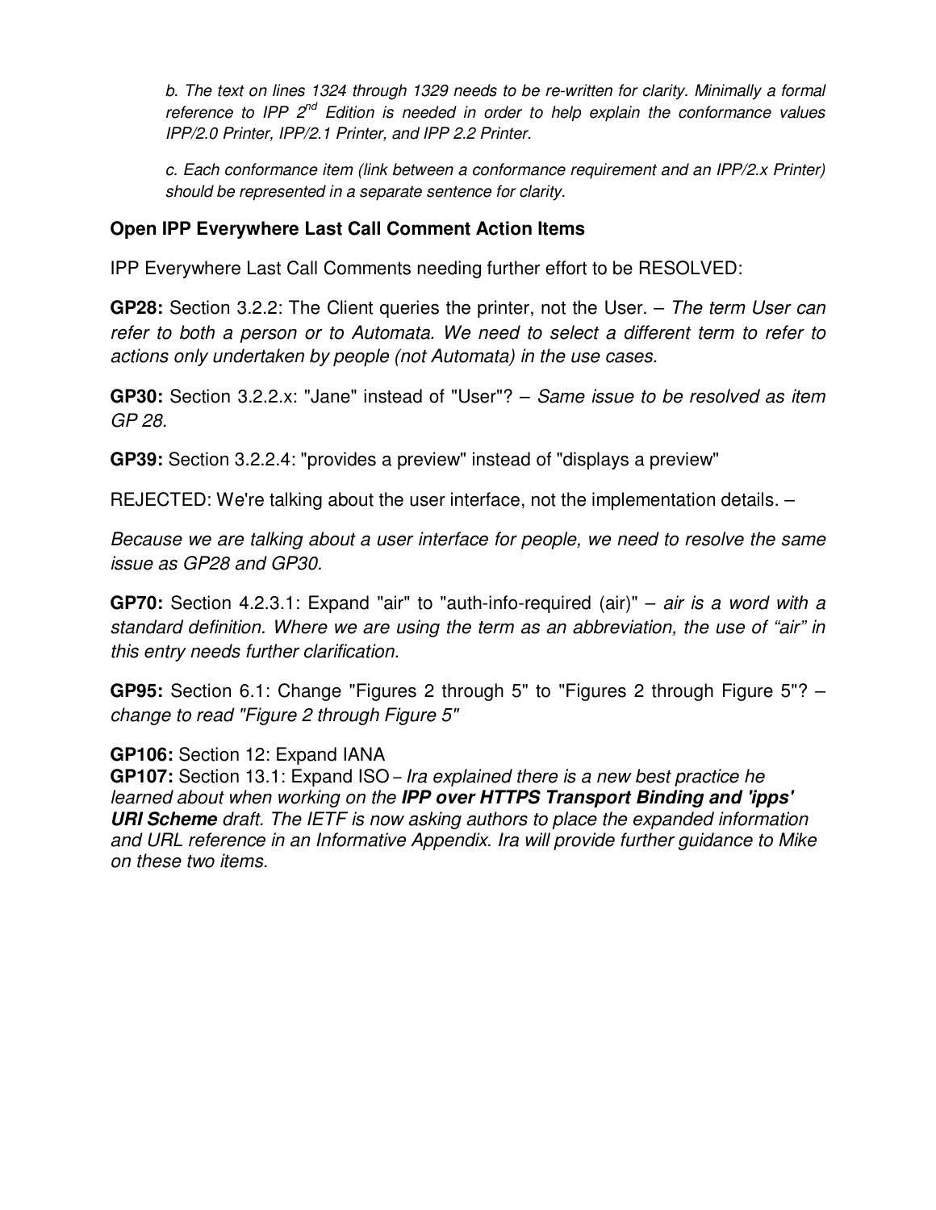*b. The text on lines 1324 through 1329 needs to be re-written for clarity. Minimally a formal reference to IPP 2nd Edition is needed in order to help explain the conformance values IPP/2.0 Printer, IPP/2.1 Printer, and IPP 2.2 Printer.*

*c. Each conformance item (link between a conformance requirement and an IPP/2.x Printer) should be represented in a separate sentence for clarity.*

### Open IPP Everywhere Last Call Comment Action Items

IPP Everywhere Last Call Comments needing further effort to be RESOLVED:

**GP28:** Section 3.2.2: The Client queries the printer, not the User. – *The term User can refer to both a person or to Automata. We need to select a different term to refer to actions only undertaken by people (not Automata) in the use cases.*

**GP30:** Section 3.2.2.x: "Jane" instead of "User"? – *Same issue to be resolved as item GP 28.*

**GP39:** Section 3.2.2.4: "provides a preview" instead of "displays a preview"

REJECTED: We're talking about the user interface, not the implementation details. –

*Because we are talking about a user interface for people, we need to resolve the same issue as GP28 and GP30.*

**GP70:** Section 4.2.3.1: Expand "air" to "auth-info-required (air)" – *air is a word with a standard definition. Where we are using the term as an abbreviation, the use of "air" in this entry needs further clarification.*

**GP95:** Section 6.1: Change "Figures 2 through 5" to "Figures 2 through Figure 5"? – *change to read "Figure 2 through Figure 5"*

**GP106:** Section 12: Expand IANA
**GP107:** Section 13.1: Expand ISO – *Ira explained there is a new best practice he learned about when working on the **IPP over HTTPS Transport Binding and 'ipps' URI Scheme** draft. The IETF is now asking authors to place the expanded information and URL reference in an Informative Appendix. Ira will provide further guidance to Mike on these two items.*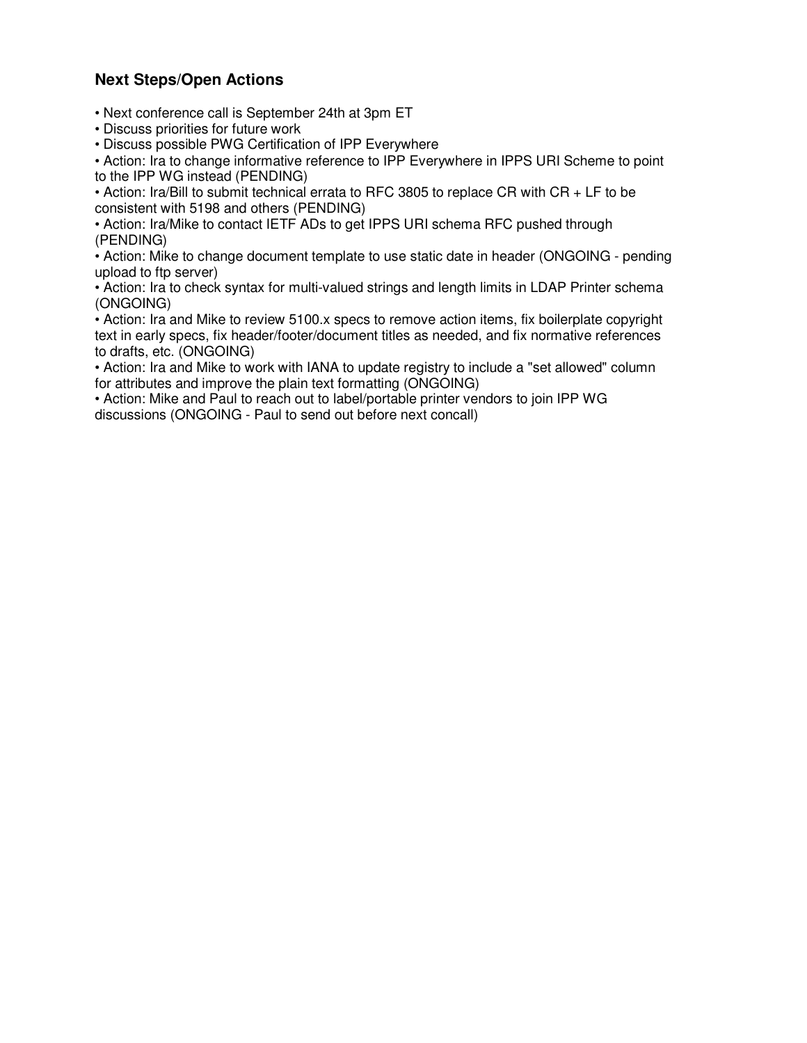## Next Steps/Open Actions

- Next conference call is September 24th at 3pm ET
- Discuss priorities for future work
- Discuss possible PWG Certification of IPP Everywhere
- Action: Ira to change informative reference to IPP Everywhere in IPPS URI Scheme to point to the IPP WG instead (PENDING)
- Action: Ira/Bill to submit technical errata to RFC 3805 to replace CR with CR + LF to be consistent with 5198 and others (PENDING)
- Action: Ira/Mike to contact IETF ADs to get IPPS URI schema RFC pushed through (PENDING)
- Action: Mike to change document template to use static date in header (ONGOING - pending upload to ftp server)
- Action: Ira to check syntax for multi-valued strings and length limits in LDAP Printer schema (ONGOING)
- Action: Ira and Mike to review 5100.x specs to remove action items, fix boilerplate copyright text in early specs, fix header/footer/document titles as needed, and fix normative references to drafts, etc. (ONGOING)
- Action: Ira and Mike to work with IANA to update registry to include a "set allowed" column for attributes and improve the plain text formatting (ONGOING)
- Action: Mike and Paul to reach out to label/portable printer vendors to join IPP WG discussions (ONGOING - Paul to send out before next concall)